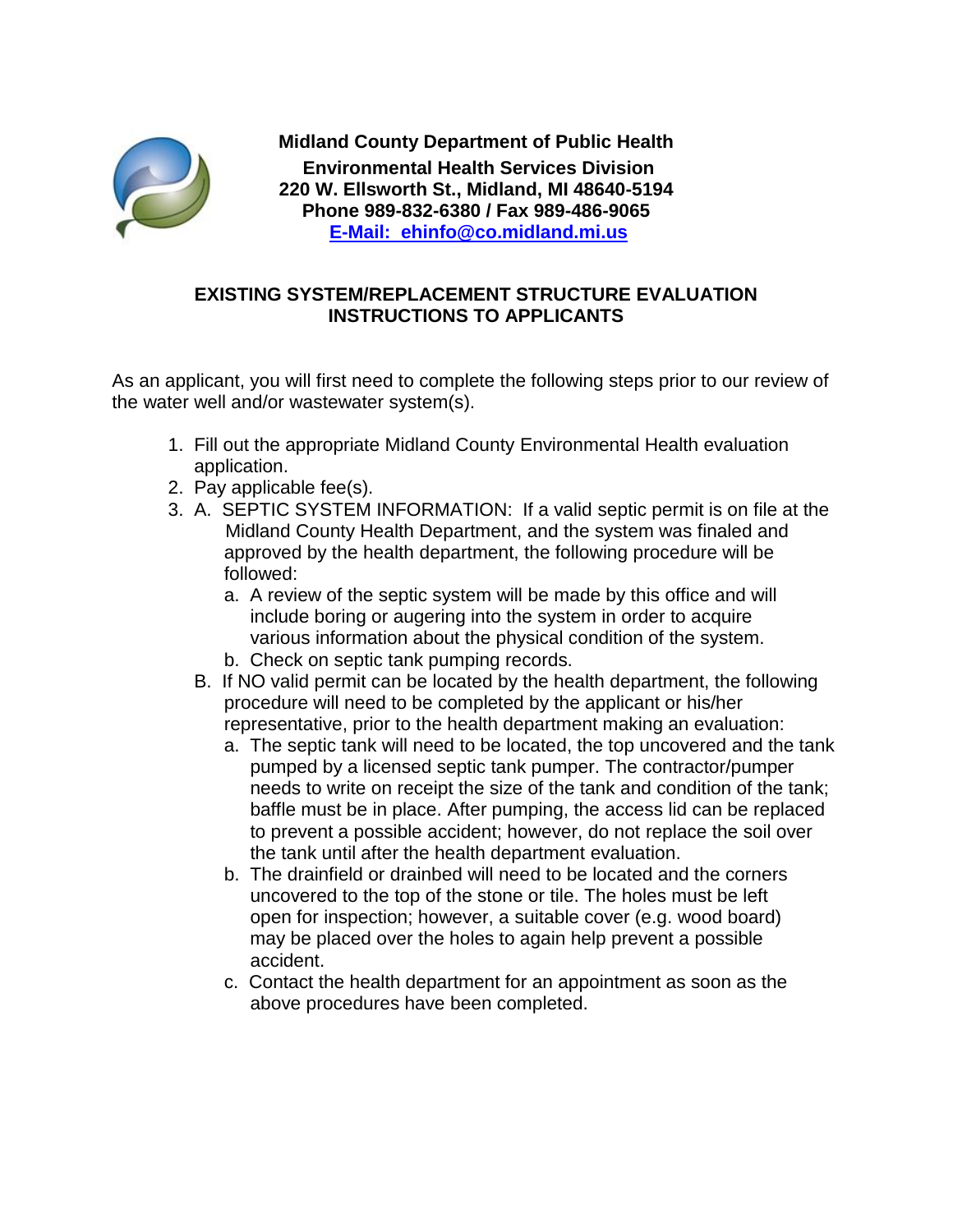**Midland County Department of Public Health**
**Environmental Health Services Division**
**220 W. Ellsworth St., Midland, MI 48640-5194**
**Phone 989-832-6380 / Fax 989-486-9065**
**[E-Mail: ehinfo@co.midland.mi.us](mailto:ehinfo@co.midland.mi.us)**

## EXISTING SYSTEM/REPLACEMENT STRUCTURE EVALUATION INSTRUCTIONS TO APPLICANTS

As an applicant, you will first need to complete the following steps prior to our review of the water well and/or wastewater system(s).

1. Fill out the appropriate Midland County Environmental Health evaluation application.
2. Pay applicable fee(s).
3. A. SEPTIC SYSTEM INFORMATION: If a valid septic permit is on file at the Midland County Health Department, and the system was finaled and approved by the health department, the following procedure will be followed:
   a. A review of the septic system will be made by this office and will include boring or augering into the system in order to acquire various information about the physical condition of the system.
   b. Check on septic tank pumping records.

   B. If NO valid permit can be located by the health department, the following procedure will need to be completed by the applicant or his/her representative, prior to the health department making an evaluation:
   a. The septic tank will need to be located, the top uncovered and the tank pumped by a licensed septic tank pumper. The contractor/pumper needs to write on receipt the size of the tank and condition of the tank; baffle must be in place. After pumping, the access lid can be replaced to prevent a possible accident; however, do not replace the soil over the tank until after the health department evaluation.
   b. The drainfield or drainbed will need to be located and the corners uncovered to the top of the stone or tile. The holes must be left open for inspection; however, a suitable cover (e.g. wood board) may be placed over the holes to again help prevent a possible accident.
   c. Contact the health department for an appointment as soon as the above procedures have been completed.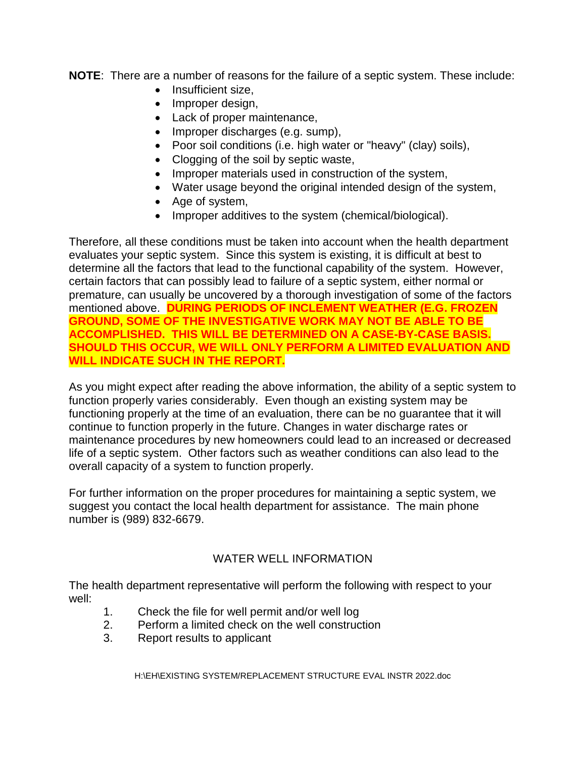**NOTE**: There are a number of reasons for the failure of a septic system. These include:

- Insufficient size,
- Improper design,
- Lack of proper maintenance,
- Improper discharges (e.g. sump),
- Poor soil conditions (i.e. high water or "heavy" (clay) soils),
- Clogging of the soil by septic waste,
- Improper materials used in construction of the system,
- Water usage beyond the original intended design of the system,
- Age of system,
- Improper additives to the system (chemical/biological).

Therefore, all these conditions must be taken into account when the health department evaluates your septic system. Since this system is existing, it is difficult at best to determine all the factors that lead to the functional capability of the system. However, certain factors that can possibly lead to failure of a septic system, either normal or premature, can usually be uncovered by a thorough investigation of some of the factors mentioned above. **DURING PERIODS OF INCLEMENT WEATHER (E.G. FROZEN GROUND, SOME OF THE INVESTIGATIVE WORK MAY NOT BE ABLE TO BE ACCOMPLISHED. THIS WILL BE DETERMINED ON A CASE-BY-CASE BASIS. SHOULD THIS OCCUR, WE WILL ONLY PERFORM A LIMITED EVALUATION AND WILL INDICATE SUCH IN THE REPORT.**

As you might expect after reading the above information, the ability of a septic system to function properly varies considerably. Even though an existing system may be functioning properly at the time of an evaluation, there can be no guarantee that it will continue to function properly in the future. Changes in water discharge rates or maintenance procedures by new homeowners could lead to an increased or decreased life of a septic system. Other factors such as weather conditions can also lead to the overall capacity of a system to function properly.

For further information on the proper procedures for maintaining a septic system, we suggest you contact the local health department for assistance. The main phone number is (989) 832-6679.

## WATER WELL INFORMATION

The health department representative will perform the following with respect to your well:

1. Check the file for well permit and/or well log
2. Perform a limited check on the well construction
3. Report results to applicant

H:\EH\EXISTING SYSTEM/REPLACEMENT STRUCTURE EVAL INSTR 2022.doc